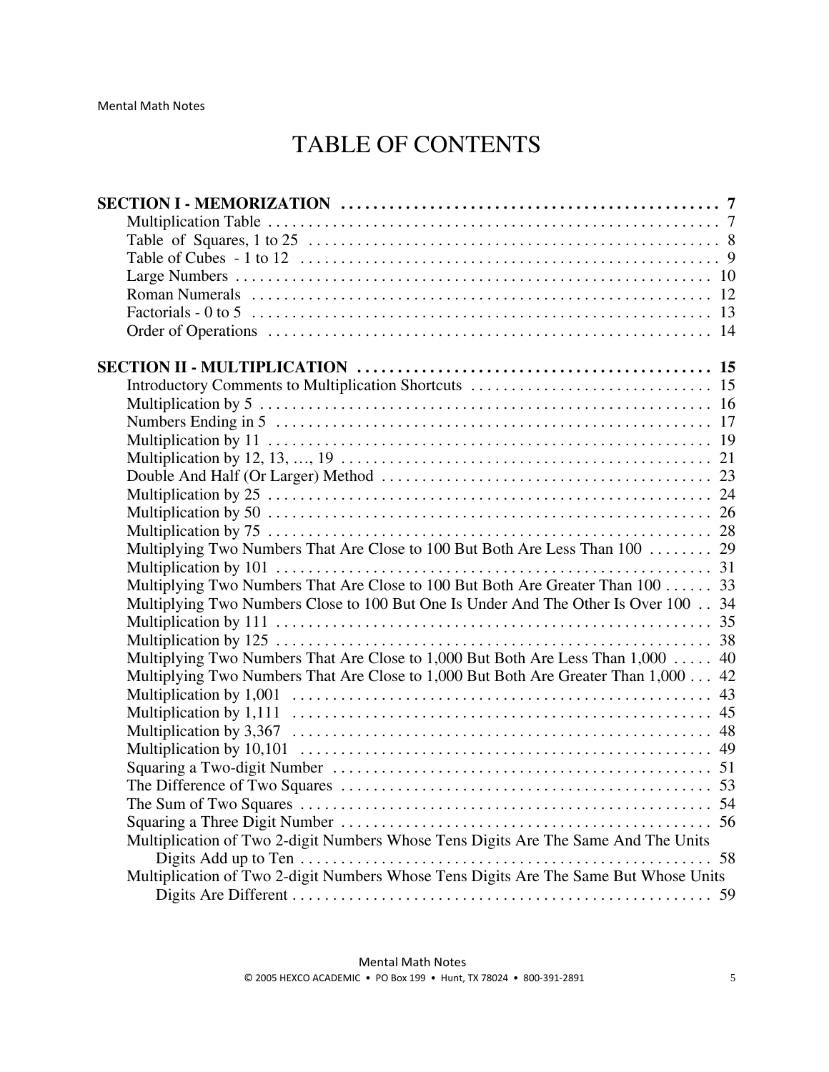# TABLE OF CONTENTS

**SECTION I - MEMORIZATION . . . . . . . . . . . . . . . . . . . . . . . . . . . . . . . . . . . . . . . . . . . . . . 7**

- Multiplication Table . . . . . . . . . . . . . . . . . . . . . . . . . . . . . . . . . . . . . . . . . . . . . . . . . . . . . . 7
- Table of Squares, 1 to 25 . . . . . . . . . . . . . . . . . . . . . . . . . . . . . . . . . . . . . . . . . . . . . . . . . . 8
- Table of Cubes - 1 to 12 . . . . . . . . . . . . . . . . . . . . . . . . . . . . . . . . . . . . . . . . . . . . . . . . . . . 9
- Large Numbers . . . . . . . . . . . . . . . . . . . . . . . . . . . . . . . . . . . . . . . . . . . . . . . . . . . . . . . . . . 10
- Roman Numerals . . . . . . . . . . . . . . . . . . . . . . . . . . . . . . . . . . . . . . . . . . . . . . . . . . . . . . . . 12
- Factorials - 0 to 5 . . . . . . . . . . . . . . . . . . . . . . . . . . . . . . . . . . . . . . . . . . . . . . . . . . . . . . . . 13
- Order of Operations . . . . . . . . . . . . . . . . . . . . . . . . . . . . . . . . . . . . . . . . . . . . . . . . . . . . . . 14

**SECTION II - MULTIPLICATION . . . . . . . . . . . . . . . . . . . . . . . . . . . . . . . . . . . . . . . . . . . . 15**

- Introductory Comments to Multiplication Shortcuts . . . . . . . . . . . . . . . . . . . . . . . . . . . . . . 15
- Multiplication by 5 . . . . . . . . . . . . . . . . . . . . . . . . . . . . . . . . . . . . . . . . . . . . . . . . . . . . . . . . 16
- Numbers Ending in 5 . . . . . . . . . . . . . . . . . . . . . . . . . . . . . . . . . . . . . . . . . . . . . . . . . . . . . . 17
- Multiplication by 11 . . . . . . . . . . . . . . . . . . . . . . . . . . . . . . . . . . . . . . . . . . . . . . . . . . . . . . . 19
- Multiplication by 12, 13, …, 19 . . . . . . . . . . . . . . . . . . . . . . . . . . . . . . . . . . . . . . . . . . . . . . . 21
- Double And Half (Or Larger) Method . . . . . . . . . . . . . . . . . . . . . . . . . . . . . . . . . . . . . . . . . 23
- Multiplication by 25 . . . . . . . . . . . . . . . . . . . . . . . . . . . . . . . . . . . . . . . . . . . . . . . . . . . . . . . 24
- Multiplication by 50 . . . . . . . . . . . . . . . . . . . . . . . . . . . . . . . . . . . . . . . . . . . . . . . . . . . . . . . 26
- Multiplication by 75 . . . . . . . . . . . . . . . . . . . . . . . . . . . . . . . . . . . . . . . . . . . . . . . . . . . . . . . 28
- Multiplying Two Numbers That Are Close to 100 But Both Are Less Than 100 . . . . . . . . 29
- Multiplication by 101 . . . . . . . . . . . . . . . . . . . . . . . . . . . . . . . . . . . . . . . . . . . . . . . . . . . . . . 31
- Multiplying Two Numbers That Are Close to 100 But Both Are Greater Than 100 . . . . . . 33
- Multiplying Two Numbers Close to 100 But One Is Under And The Other Is Over 100 . . 34
- Multiplication by 111 . . . . . . . . . . . . . . . . . . . . . . . . . . . . . . . . . . . . . . . . . . . . . . . . . . . . . . 35
- Multiplication by 125 . . . . . . . . . . . . . . . . . . . . . . . . . . . . . . . . . . . . . . . . . . . . . . . . . . . . . . 38
- Multiplying Two Numbers That Are Close to 1,000 But Both Are Less Than 1,000 . . . . . 40
- Multiplying Two Numbers That Are Close to 1,000 But Both Are Greater Than 1,000 . . . 42
- Multiplication by 1,001 . . . . . . . . . . . . . . . . . . . . . . . . . . . . . . . . . . . . . . . . . . . . . . . . . . . . 43
- Multiplication by 1,111 . . . . . . . . . . . . . . . . . . . . . . . . . . . . . . . . . . . . . . . . . . . . . . . . . . . . 45
- Multiplication by 3,367 . . . . . . . . . . . . . . . . . . . . . . . . . . . . . . . . . . . . . . . . . . . . . . . . . . . . 48
- Multiplication by 10,101 . . . . . . . . . . . . . . . . . . . . . . . . . . . . . . . . . . . . . . . . . . . . . . . . . . . 49
- Squaring a Two-digit Number . . . . . . . . . . . . . . . . . . . . . . . . . . . . . . . . . . . . . . . . . . . . . . . 51
- The Difference of Two Squares . . . . . . . . . . . . . . . . . . . . . . . . . . . . . . . . . . . . . . . . . . . . . . 53
- The Sum of Two Squares . . . . . . . . . . . . . . . . . . . . . . . . . . . . . . . . . . . . . . . . . . . . . . . . . . . 54
- Squaring a Three Digit Number . . . . . . . . . . . . . . . . . . . . . . . . . . . . . . . . . . . . . . . . . . . . . . 56
- Multiplication of Two 2-digit Numbers Whose Tens Digits Are The Same And The Units Digits Add up to Ten . . . . . . . . . . . . . . . . . . . . . . . . . . . . . . . . . . . . . . . . . . . . . . . . . . . 58
- Multiplication of Two 2-digit Numbers Whose Tens Digits Are The Same But Whose Units Digits Are Different . . . . . . . . . . . . . . . . . . . . . . . . . . . . . . . . . . . . . . . . . . . . . . . . . . . . 59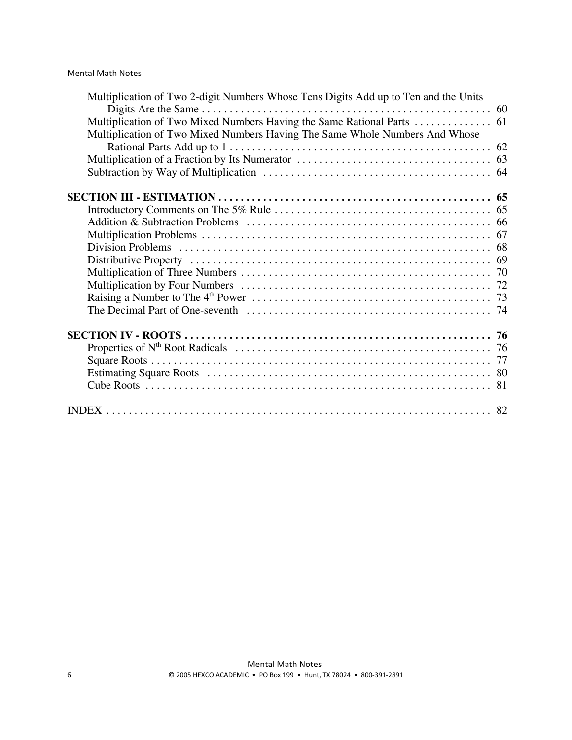Multiplication of Two 2-digit Numbers Whose Tens Digits Add up to Ten and the Units Digits Are the Same . . . 60
Multiplication of Two Mixed Numbers Having the Same Rational Parts . . . 61
Multiplication of Two Mixed Numbers Having The Same Whole Numbers And Whose Rational Parts Add up to 1 . . . 62
Multiplication of a Fraction by Its Numerator . . . 63
Subtraction by Way of Multiplication . . . 64

**SECTION III - ESTIMATION . . . 65**
Introductory Comments on The 5% Rule . . . 65
Addition & Subtraction Problems . . . 66
Multiplication Problems . . . 67
Division Problems . . . 68
Distributive Property . . . 69
Multiplication of Three Numbers . . . 70
Multiplication by Four Numbers . . . 72
Raising a Number to The 4th Power . . . 73
The Decimal Part of One-seventh . . . 74

**SECTION IV - ROOTS . . . 76**
Properties of Nth Root Radicals . . . 76
Square Roots . . . 77
Estimating Square Roots . . . 80
Cube Roots . . . 81

INDEX . . . 82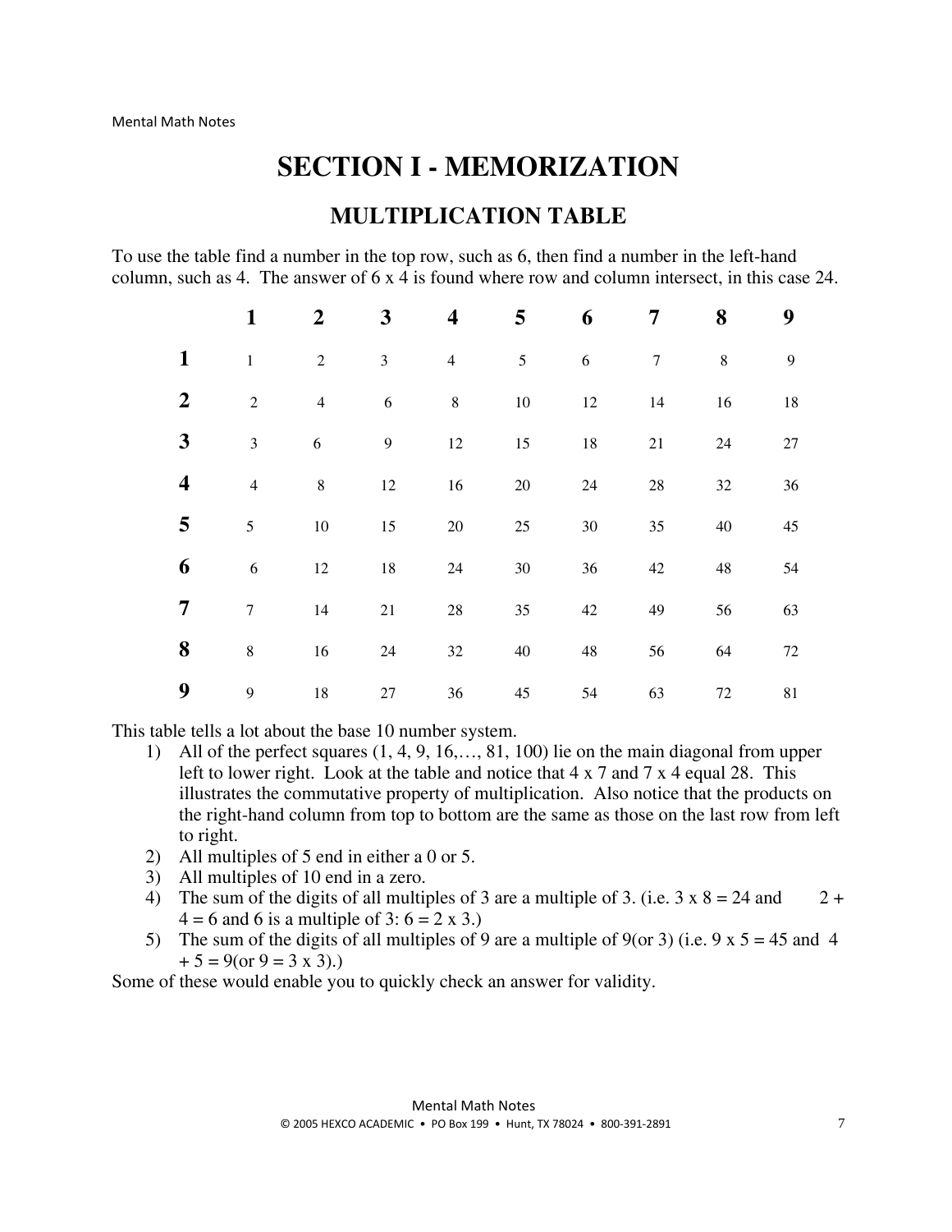# SECTION I - MEMORIZATION

## MULTIPLICATION TABLE

To use the table find a number in the top row, such as 6, then find a number in the left-hand column, such as 4. The answer of 6 x 4 is found where row and column intersect, in this case 24.

| | **1** | **2** | **3** | **4** | **5** | **6** | **7** | **8** | **9** |
|---|---|---|---|---|---|---|---|---|---|
| **1** | 1 | 2 | 3 | 4 | 5 | 6 | 7 | 8 | 9 |
| **2** | 2 | 4 | 6 | 8 | 10 | 12 | 14 | 16 | 18 |
| **3** | 3 | 6 | 9 | 12 | 15 | 18 | 21 | 24 | 27 |
| **4** | 4 | 8 | 12 | 16 | 20 | 24 | 28 | 32 | 36 |
| **5** | 5 | 10 | 15 | 20 | 25 | 30 | 35 | 40 | 45 |
| **6** | 6 | 12 | 18 | 24 | 30 | 36 | 42 | 48 | 54 |
| **7** | 7 | 14 | 21 | 28 | 35 | 42 | 49 | 56 | 63 |
| **8** | 8 | 16 | 24 | 32 | 40 | 48 | 56 | 64 | 72 |
| **9** | 9 | 18 | 27 | 36 | 45 | 54 | 63 | 72 | 81 |

This table tells a lot about the base 10 number system.

1) All of the perfect squares (1, 4, 9, 16,…, 81, 100) lie on the main diagonal from upper left to lower right. Look at the table and notice that 4 x 7 and 7 x 4 equal 28. This illustrates the commutative property of multiplication. Also notice that the products on the right-hand column from top to bottom are the same as those on the last row from left to right.
2) All multiples of 5 end in either a 0 or 5.
3) All multiples of 10 end in a zero.
4) The sum of the digits of all multiples of 3 are a multiple of 3. (i.e. 3 x 8 = 24 and 2 + 4 = 6 and 6 is a multiple of 3: 6 = 2 x 3.)
5) The sum of the digits of all multiples of 9 are a multiple of 9(or 3) (i.e. 9 x 5 = 45 and 4 + 5 = 9(or 9 = 3 x 3).)

Some of these would enable you to quickly check an answer for validity.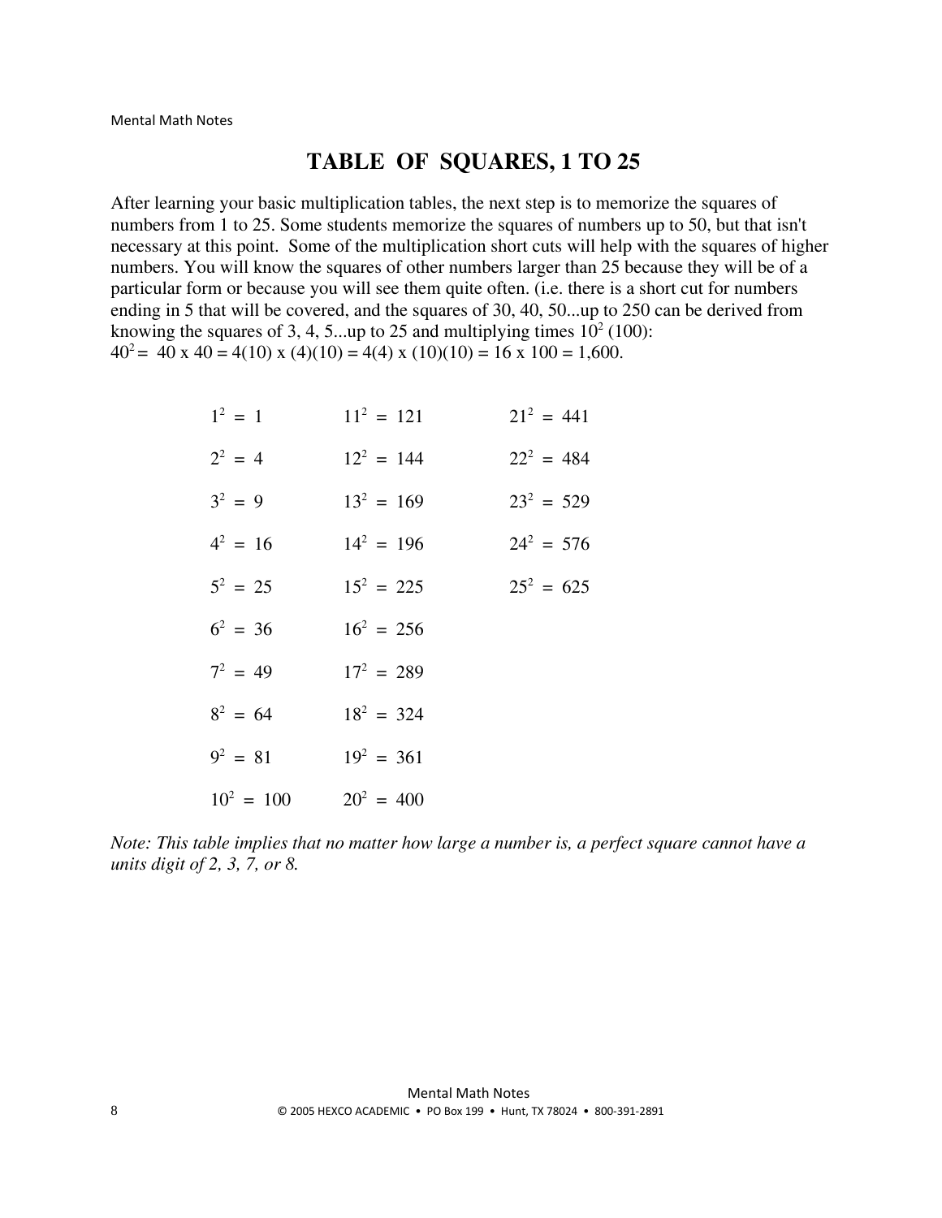# TABLE OF SQUARES, 1 TO 25

After learning your basic multiplication tables, the next step is to memorize the squares of numbers from 1 to 25. Some students memorize the squares of numbers up to 50, but that isn't necessary at this point. Some of the multiplication short cuts will help with the squares of higher numbers. You will know the squares of other numbers larger than 25 because they will be of a particular form or because you will see them quite often. (i.e. there is a short cut for numbers ending in 5 that will be covered, and the squares of 30, 40, 50...up to 250 can be derived from knowing the squares of 3, 4, 5...up to 25 and multiplying times $10^2$ (100):
$40^2 = 40 \text{ x } 40 = 4(10) \text{ x } (4)(10) = 4(4) \text{ x } (10)(10) = 16 \text{ x } 100 = 1{,}600$.

| | | |
|---|---|---|
| $1^2 = 1$ | $11^2 = 121$ | $21^2 = 441$ |
| $2^2 = 4$ | $12^2 = 144$ | $22^2 = 484$ |
| $3^2 = 9$ | $13^2 = 169$ | $23^2 = 529$ |
| $4^2 = 16$ | $14^2 = 196$ | $24^2 = 576$ |
| $5^2 = 25$ | $15^2 = 225$ | $25^2 = 625$ |
| $6^2 = 36$ | $16^2 = 256$ | |
| $7^2 = 49$ | $17^2 = 289$ | |
| $8^2 = 64$ | $18^2 = 324$ | |
| $9^2 = 81$ | $19^2 = 361$ | |
| $10^2 = 100$ | $20^2 = 400$ | |

*Note: This table implies that no matter how large a number is, a perfect square cannot have a units digit of 2, 3, 7, or 8.*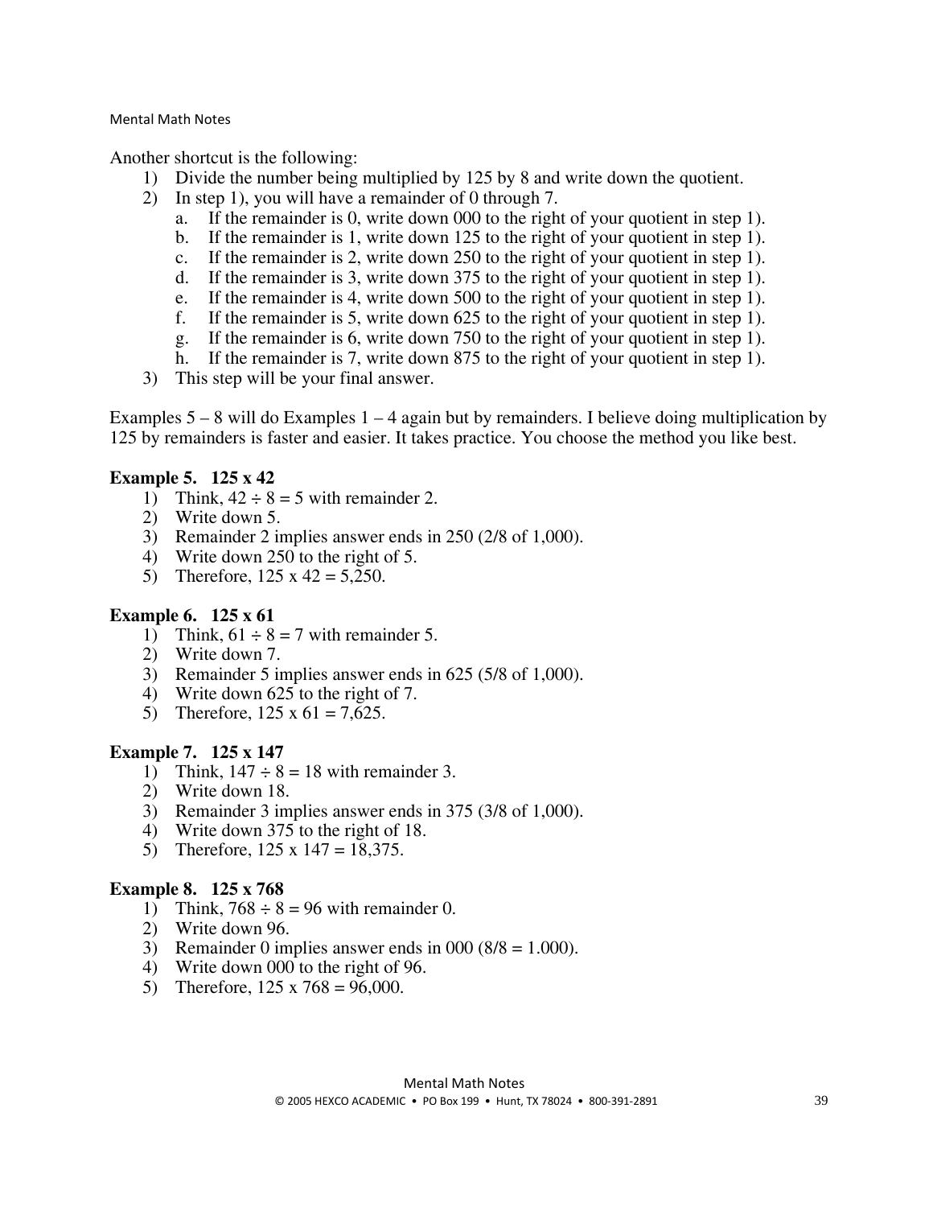Another shortcut is the following:

1) Divide the number being multiplied by 125 by 8 and write down the quotient.
2) In step 1), you will have a remainder of 0 through 7.
   a. If the remainder is 0, write down 000 to the right of your quotient in step 1).
   b. If the remainder is 1, write down 125 to the right of your quotient in step 1).
   c. If the remainder is 2, write down 250 to the right of your quotient in step 1).
   d. If the remainder is 3, write down 375 to the right of your quotient in step 1).
   e. If the remainder is 4, write down 500 to the right of your quotient in step 1).
   f. If the remainder is 5, write down 625 to the right of your quotient in step 1).
   g. If the remainder is 6, write down 750 to the right of your quotient in step 1).
   h. If the remainder is 7, write down 875 to the right of your quotient in step 1).
3) This step will be your final answer.

Examples 5 – 8 will do Examples 1 – 4 again but by remainders. I believe doing multiplication by 125 by remainders is faster and easier. It takes practice. You choose the method you like best.

**Example 5. 125 x 42**

1) Think, 42 ÷ 8 = 5 with remainder 2.
2) Write down 5.
3) Remainder 2 implies answer ends in 250 (2/8 of 1,000).
4) Write down 250 to the right of 5.
5) Therefore, 125 x 42 = 5,250.

**Example 6. 125 x 61**

1) Think, 61 ÷ 8 = 7 with remainder 5.
2) Write down 7.
3) Remainder 5 implies answer ends in 625 (5/8 of 1,000).
4) Write down 625 to the right of 7.
5) Therefore, 125 x 61 = 7,625.

**Example 7. 125 x 147**

1) Think, 147 ÷ 8 = 18 with remainder 3.
2) Write down 18.
3) Remainder 3 implies answer ends in 375 (3/8 of 1,000).
4) Write down 375 to the right of 18.
5) Therefore, 125 x 147 = 18,375.

**Example 8. 125 x 768**

1) Think, 768 ÷ 8 = 96 with remainder 0.
2) Write down 96.
3) Remainder 0 implies answer ends in 000 (8/8 = 1.000).
4) Write down 000 to the right of 96.
5) Therefore, 125 x 768 = 96,000.